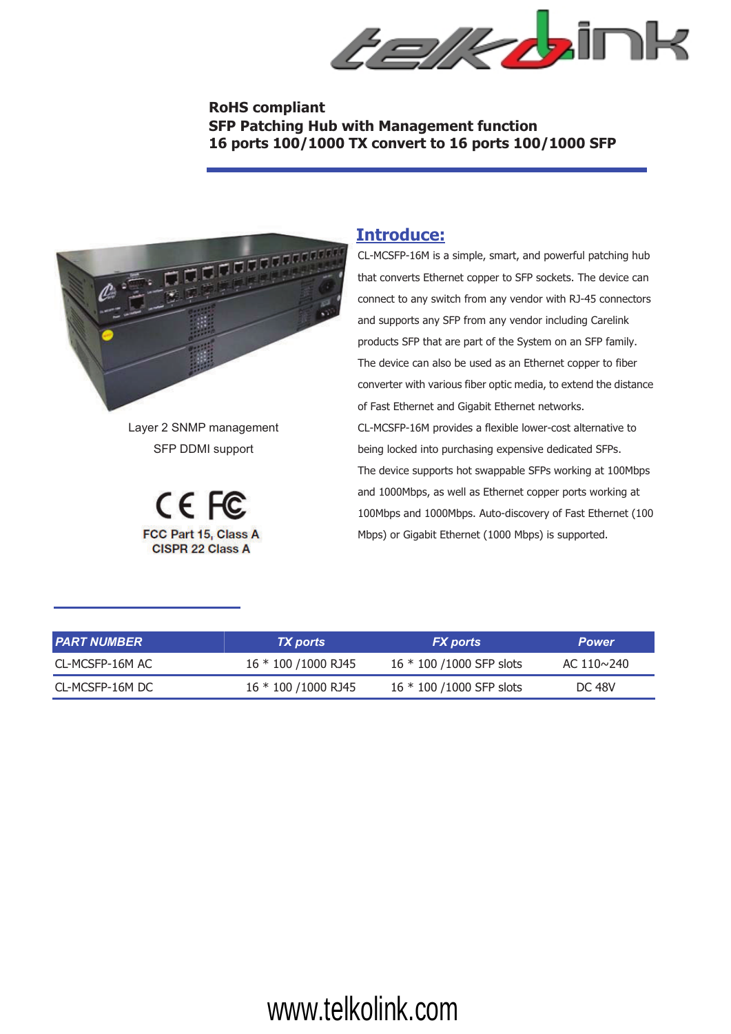**RoHS compliant**
**SFP Patching Hub with Management function**
**16 ports 100/1000 TX convert to 16 ports 100/1000 SFP**

Layer 2 SNMP management
SFP DDMI support

FCC Part 15, Class A
CISPR 22 Class A

## Introduce:

CL-MCSFP-16M is a simple, smart, and powerful patching hub that converts Ethernet copper to SFP sockets. The device can connect to any switch from any vendor with RJ-45 connectors and supports any SFP from any vendor including Carelink products SFP that are part of the System on an SFP family. The device can also be used as an Ethernet copper to fiber converter with various fiber optic media, to extend the distance of Fast Ethernet and Gigabit Ethernet networks.
CL-MCSFP-16M provides a flexible lower-cost alternative to being locked into purchasing expensive dedicated SFPs.
The device supports hot swappable SFPs working at 100Mbps and 1000Mbps, as well as Ethernet copper ports working at 100Mbps and 1000Mbps. Auto-discovery of Fast Ethernet (100 Mbps) or Gigabit Ethernet (1000 Mbps) is supported.

| *PART NUMBER* | *TX ports* | *FX ports* | *Power* |
|---|---|---|---|
| CL-MCSFP-16M AC | 16 * 100 /1000 RJ45 | 16 * 100 /1000 SFP slots | AC 110~240 |
| CL-MCSFP-16M DC | 16 * 100 /1000 RJ45 | 16 * 100 /1000 SFP slots | DC 48V |

www.telkolink.com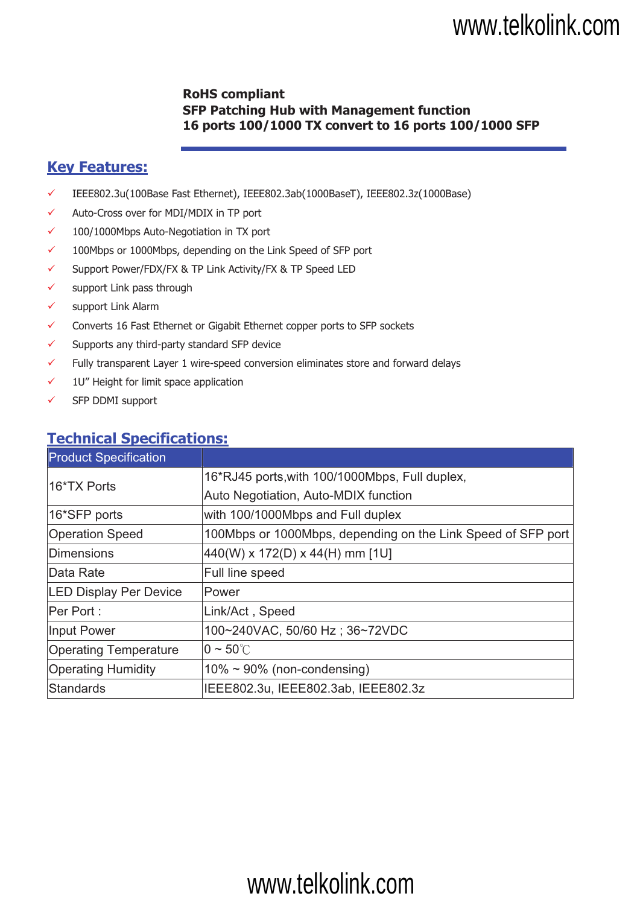**RoHS compliant**
**SFP Patching Hub with Management function**
**16 ports 100/1000 TX convert to 16 ports 100/1000 SFP**

## Key Features:

- ✓ IEEE802.3u(100Base Fast Ethernet), IEEE802.3ab(1000BaseT), IEEE802.3z(1000Base)
- ✓ Auto-Cross over for MDI/MDIX in TP port
- ✓ 100/1000Mbps Auto-Negotiation in TX port
- ✓ 100Mbps or 1000Mbps, depending on the Link Speed of SFP port
- ✓ Support Power/FDX/FX & TP Link Activity/FX & TP Speed LED
- ✓ support Link pass through
- ✓ support Link Alarm
- ✓ Converts 16 Fast Ethernet or Gigabit Ethernet copper ports to SFP sockets
- ✓ Supports any third-party standard SFP device
- ✓ Fully transparent Layer 1 wire-speed conversion eliminates store and forward delays
- ✓ 1U" Height for limit space application
- ✓ SFP DDMI support

## Technical Specifications:

| Product Specification | |
|---|---|
| 16*TX Ports | 16*RJ45 ports,with 100/1000Mbps, Full duplex, Auto Negotiation, Auto-MDIX function |
| 16*SFP ports | with 100/1000Mbps and Full duplex |
| Operation Speed | 100Mbps or 1000Mbps, depending on the Link Speed of SFP port |
| Dimensions | 440(W) x 172(D) x 44(H) mm [1U] |
| Data Rate | Full line speed |
| LED Display Per Device | Power |
| Per Port : | Link/Act , Speed |
| Input Power | 100~240VAC, 50/60 Hz ; 36~72VDC |
| Operating Temperature | 0 ~ 50℃ |
| Operating Humidity | 10% ~ 90% (non-condensing) |
| Standards | IEEE802.3u, IEEE802.3ab, IEEE802.3z |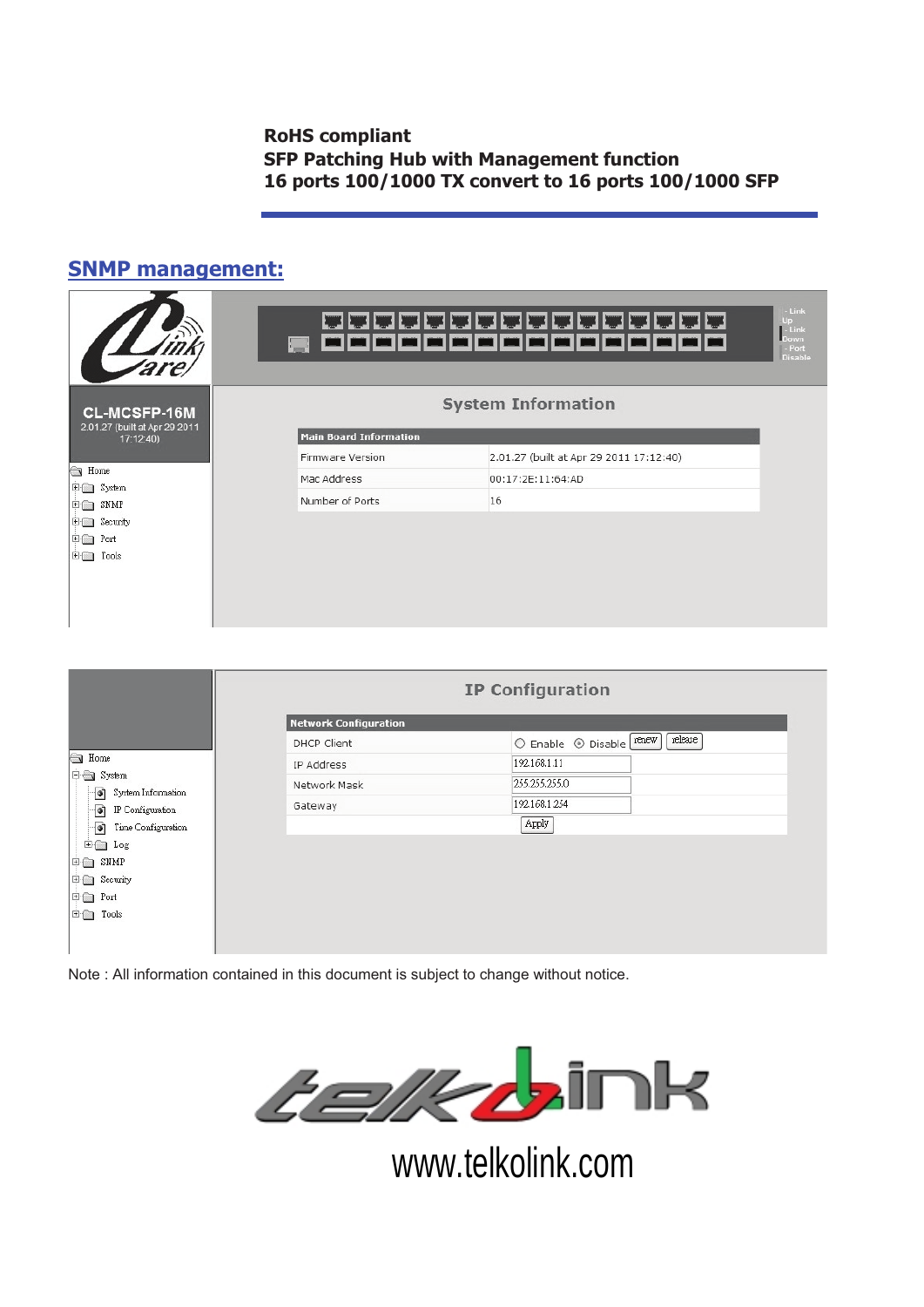**RoHS compliant**
**SFP Patching Hub with Management function**
**16 ports 100/1000 TX convert to 16 ports 100/1000 SFP**

## SNMP management:

CL-MCSFP-16M
2.01.27 (built at Apr 29 2011 17:12:40)

- Home
- System
- SNMP
- Security
- Port
- Tools

- Link Up
- Link Down
- Port Disable

### System Information

| Main Board Information | |
|---|---|
| Firmware Version | 2.01.27 (built at Apr 29 2011 17:12:40) |
| Mac Address | 00:17:2E:11:64:AD |
| Number of Ports | 16 |

- Home
- System
  - System Information
  - IP Configuration
  - Time Configuration
  - Log
- SNMP
- Security
- Port
- Tools

### IP Configuration

| Network Configuration | |
|---|---|
| DHCP Client | ○ Enable ⊙ Disable renew release |
| IP Address | 192.168.1.11 |
| Network Mask | 255.255.255.0 |
| Gateway | 192.168.1.254 |
| | Apply |

Note : All information contained in this document is subject to change without notice.

telkolink

www.telkolink.com